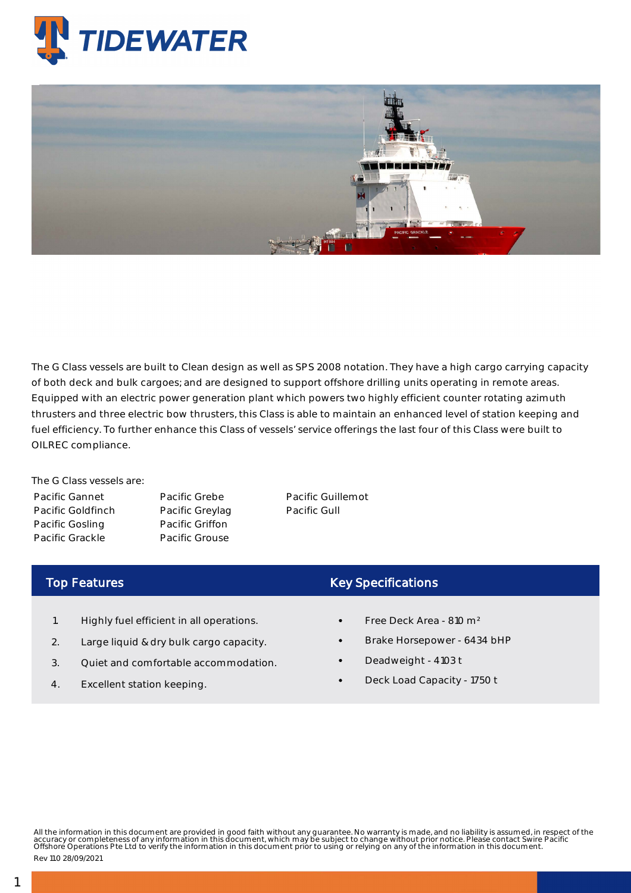# TIDEWATER

The G Class vessels are built to Clean design as well as SPS 2008 notation. They have a high cargo carrying capacity of both deck and bulk cargoes; and are designed to support offshore drilling units operating in remote areas. Equipped with an electric power generation plant which powers two highly efficient counter rotating azimuth thrusters and three electric bow thrusters, this Class is able to maintain an enhanced level of station keeping and fuel efficiency. To further enhance this Class of vessels' service offerings the last four of this Class were built to OILREC compliance.

The G Class vessels are:

| | | |
|---|---|---|
| Pacific Gannet | Pacific Grebe | Pacific Guillemot |
| Pacific Goldfinch | Pacific Greylag | Pacific Gull |
| Pacific Gosling | Pacific Griffon | |
| Pacific Grackle | Pacific Grouse | |

## Top Features

1. Highly fuel efficient in all operations.
2. Large liquid & dry bulk cargo capacity.
3. Quiet and comfortable accommodation.
4. Excellent station keeping.

## Key Specifications

- Free Deck Area - 810 m²
- Brake Horsepower - 6434 bHP
- Deadweight - 4103 t
- Deck Load Capacity - 1750 t

All the information in this document are provided in good faith without any guarantee. No warranty is made, and no liability is assumed, in respect of the accuracy or completeness of any information in this document, which may be subject to change without prior notice. Please contact Swire Pacific Offshore Operations Pte Ltd to verify the information in this document prior to using or relying on any of the information in this document.

Rev 110 28/09/2021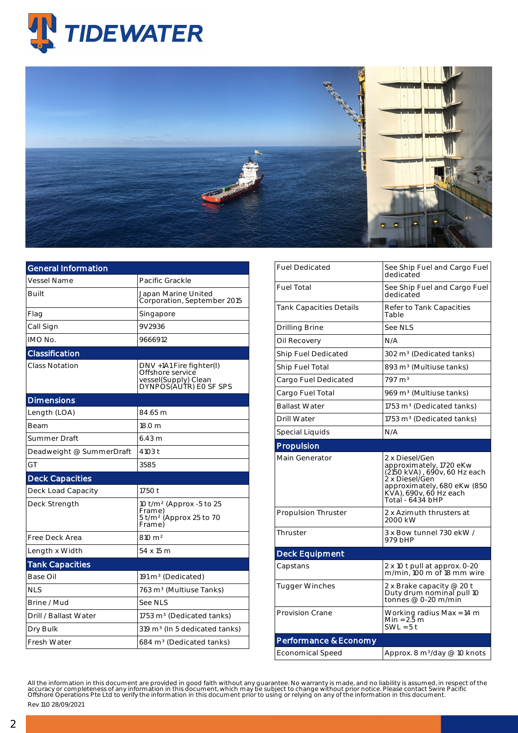# TIDEWATER

| General Information | |
|---|---|
| Vessel Name | Pacific Grackle |
| Built | Japan Marine United Corporation, September 2015 |
| Flag | Singapore |
| Call Sign | 9V2936 |
| IMO No. | 9666912 |

| Classification | |
|---|---|
| Class Notation | DNV +1A1 Fire fighter(I) Offshore service vessel(Supply) Clean DYNPOS(AUTR) E0 SF SPS |

| Dimensions | |
|---|---|
| Length (LOA) | 84.65 m |
| Beam | 18.0 m |
| Summer Draft | 6.43 m |
| Deadweight @ SummerDraft | 4103 t |
| GT | 3585 |

| Deck Capacities | |
|---|---|
| Deck Load Capacity | 1750 t |
| Deck Strength | 10 t/m² (Approx -5 to 25 Frame) 5 t/m² (Approx 25 to 70 Frame) |
| Free Deck Area | 810 m² |
| Length x Width | 54 x 15 m |

| Tank Capacities | |
|---|---|
| Base Oil | 191 m³ (Dedicated) |
| NLS | 763 m³ (Multiuse Tanks) |
| Brine / Mud | See NLS |
| Drill / Ballast Water | 1753 m³ (Dedicated tanks) |
| Dry Bulk | 319 m³ (In 5 dedicated tanks) |
| Fresh Water | 684 m³ (Dedicated tanks) |
| Fuel Dedicated | See Ship Fuel and Cargo Fuel dedicated |
| Fuel Total | See Ship Fuel and Cargo Fuel dedicated |
| Tank Capacities Details | Refer to Tank Capacities Table |
| Drilling Brine | See NLS |
| Oil Recovery | N/A |
| Ship Fuel Dedicated | 302 m³ (Dedicated tanks) |
| Ship Fuel Total | 893 m³ (Multiuse tanks) |
| Cargo Fuel Dedicated | 797 m³ |
| Cargo Fuel Total | 969 m³ (Multiuse tanks) |
| Ballast Water | 1753 m³ (Dedicated tanks) |
| Drill Water | 1753 m³ (Dedicated tanks) |
| Special Liquids | N/A |

| Propulsion | |
|---|---|
| Main Generator | 2 x Diesel/Gen approximately, 1720 eKw (2150 kVA), 690v, 60 Hz each 2 x Diesel/Gen approximately, 680 eKw (850 KVA), 690v, 60 Hz each Total - 6434 bHP |
| Propulsion Thruster | 2 x Azimuth thrusters at 2000 kW |
| Thruster | 3 x Bow tunnel 730 ekW / 979 bHP |

| Deck Equipment | |
|---|---|
| Capstans | 2 x 10 t pull at approx. 0-20 m/min, 100 m of 18 mm wire |
| Tugger Winches | 2 x Brake capacity @ 20 t Duty drum nominal pull 10 tonnes @ 0-20 m/min |
| Provision Crane | Working radius Max = 14 m Min = 2.5 m SWL = 5 t |

| Performance & Economy | |
|---|---|
| Economical Speed | Approx. 8 m³/day @ 10 knots |

All the information in this document are provided in good faith without any guarantee. No warranty is made, and no liability is assumed, in respect of the accuracy or completeness of any information in this document, which may be subject to change without prior notice. Please contact Swire Pacific Offshore Operations Pte Ltd to verify the information in this document prior to using or relying on any of the information in this document.

Rev 11.0 28/09/2021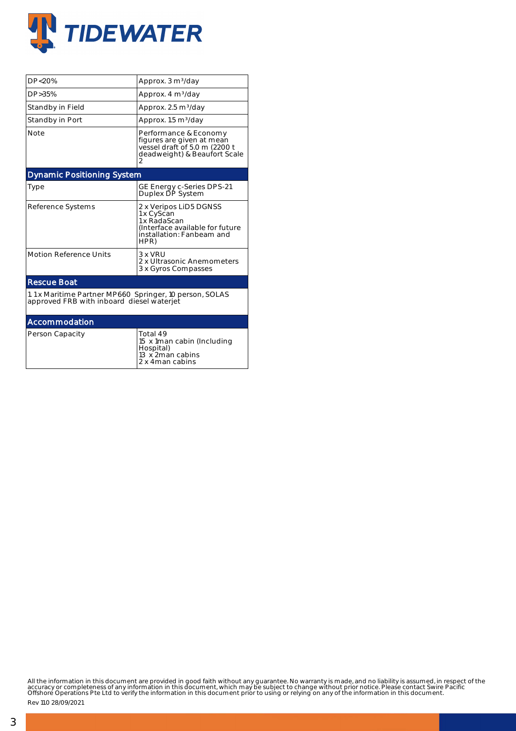| | |
|---|---|
| DP<20% | Approx. 3 m³/day |
| DP>35% | Approx. 4 m³/day |
| Standby in Field | Approx. 2.5 m³/day |
| Standby in Port | Approx. 1.5 m³/day |
| Note | Performance & Economy figures are given at mean vessel draft of 5.0 m (2200 t deadweight) & Beaufort Scale 2 |

## Dynamic Positioning System

| | |
|---|---|
| Type | GE Energy c-Series DPS-21 Duplex DP System |
| Reference Systems | 2 x Veripos LiD5 DGNSS<br>1 x CyScan<br>1 x RadaScan<br>(Interface available for future installation: Fanbeam and HPR) |
| Motion Reference Units | 3 x VRU<br>2 x Ultrasonic Anemometers<br>3 x Gyros Compasses |

## Rescue Boat

1. 1 x Maritime Partner MP660 Springer, 10 person, SOLAS approved FRB with inboard diesel waterjet

## Accommodation

| | |
|---|---|
| Person Capacity | Total 49<br>15 x 1man cabin (Including Hospital)<br>13 x 2man cabins<br>2 x 4man cabins |

All the information in this document are provided in good faith without any guarantee. No warranty is made, and no liability is assumed, in respect of the accuracy or completeness of any information in this document, which may be subject to change without prior notice. Please contact Swire Pacific Offshore Operations Pte Ltd to verify the information in this document prior to using or relying on any of the information in this document.

Rev 11.0 28/09/2021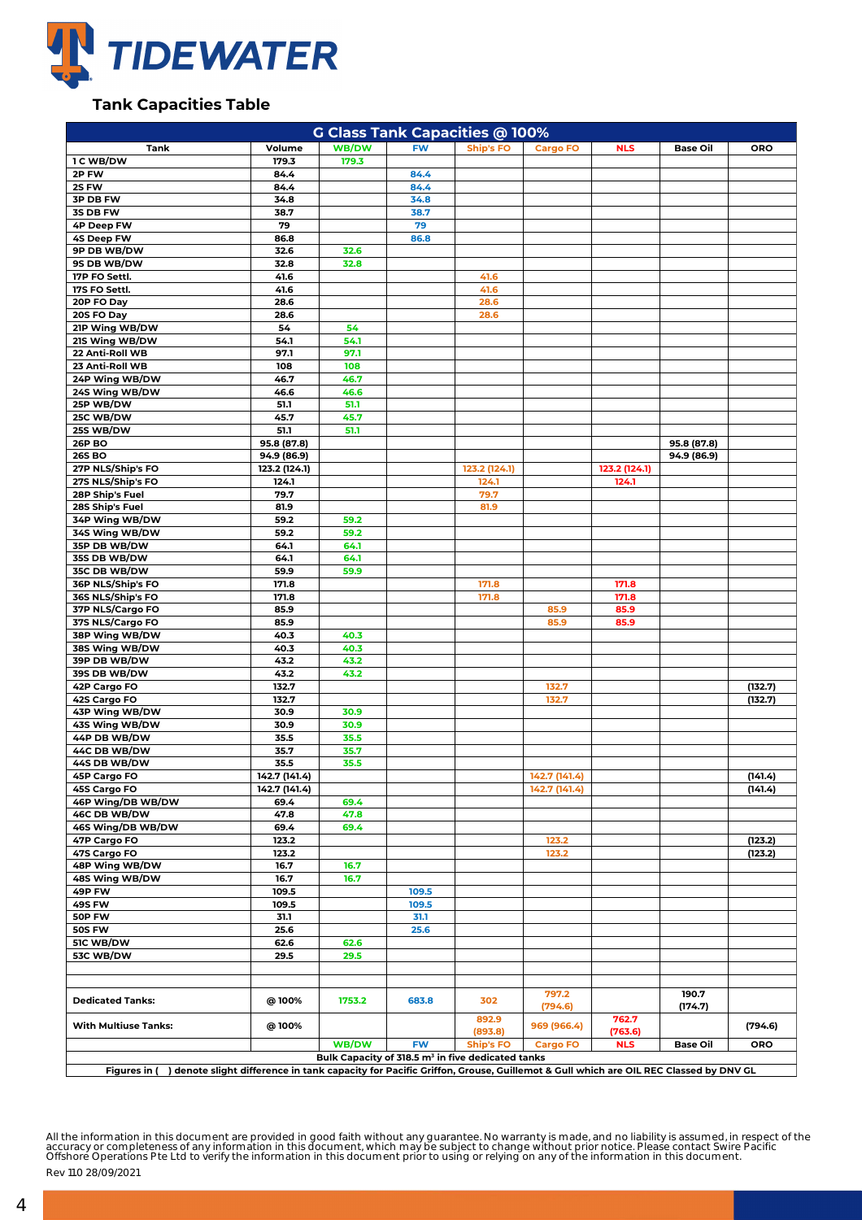## Tank Capacities Table

| G Class Tank Capacities @ 100% | | | | | | | | |
|---|---|---|---|---|---|---|---|---|
| Tank | Volume | WB/DW | FW | Ship's FO | Cargo FO | NLS | Base Oil | ORO |
| 1 C WB/DW | 179.3 | 179.3 | | | | | | |
| 2P FW | 84.4 | | 84.4 | | | | | |
| 2S FW | 84.4 | | 84.4 | | | | | |
| 3P DB FW | 34.8 | | 34.8 | | | | | |
| 3S DB FW | 38.7 | | 38.7 | | | | | |
| 4P Deep FW | 79 | | 79 | | | | | |
| 4S Deep FW | 86.8 | | 86.8 | | | | | |
| 9P DB WB/DW | 32.6 | 32.6 | | | | | | |
| 9S DB WB/DW | 32.8 | 32.8 | | | | | | |
| 17P FO Settl. | 41.6 | | | 41.6 | | | | |
| 17S FO Settl. | 41.6 | | | 41.6 | | | | |
| 20P FO Day | 28.6 | | | 28.6 | | | | |
| 20S FO Day | 28.6 | | | 28.6 | | | | |
| 21P Wing WB/DW | 54 | 54 | | | | | | |
| 21S Wing WB/DW | 54.1 | 54.1 | | | | | | |
| 22 Anti-Roll WB | 97.1 | 97.1 | | | | | | |
| 23 Anti-Roll WB | 108 | 108 | | | | | | |
| 24P Wing WB/DW | 46.7 | 46.7 | | | | | | |
| 24S Wing WB/DW | 46.6 | 46.6 | | | | | | |
| 25P WB/DW | 51.1 | 51.1 | | | | | | |
| 25C WB/DW | 45.7 | 45.7 | | | | | | |
| 25S WB/DW | 51.1 | 51.1 | | | | | | |
| 26P BO | 95.8 (87.8) | | | | | | 95.8 (87.8) | |
| 26S BO | 94.9 (86.9) | | | | | | 94.9 (86.9) | |
| 27P NLS/Ship's FO | 123.2 (124.1) | | | 123.2 (124.1) | | 123.2 (124.1) | | |
| 27S NLS/Ship's FO | 124.1 | | | 124.1 | | 124.1 | | |
| 28P Ship's Fuel | 79.7 | | | 79.7 | | | | |
| 28S Ship's Fuel | 81.9 | | | 81.9 | | | | |
| 34P Wing WB/DW | 59.2 | 59.2 | | | | | | |
| 34S Wing WB/DW | 59.2 | 59.2 | | | | | | |
| 35P DB WB/DW | 64.1 | 64.1 | | | | | | |
| 35S DB WB/DW | 64.1 | 64.1 | | | | | | |
| 35C DB WB/DW | 59.9 | 59.9 | | | | | | |
| 36P NLS/Ship's FO | 171.8 | | | 171.8 | | 171.8 | | |
| 36S NLS/Ship's FO | 171.8 | | | 171.8 | | 171.8 | | |
| 37P NLS/Cargo FO | 85.9 | | | | 85.9 | 85.9 | | |
| 37S NLS/Cargo FO | 85.9 | | | | 85.9 | 85.9 | | |
| 38P Wing WB/DW | 40.3 | 40.3 | | | | | | |
| 38S Wing WB/DW | 40.3 | 40.3 | | | | | | |
| 39P DB WB/DW | 43.2 | 43.2 | | | | | | |
| 39S DB WB/DW | 43.2 | 43.2 | | | | | | |
| 42P Cargo FO | 132.7 | | | | 132.7 | | | (132.7) |
| 42S Cargo FO | 132.7 | | | | 132.7 | | | (132.7) |
| 43P Wing WB/DW | 30.9 | 30.9 | | | | | | |
| 43S Wing WB/DW | 30.9 | 30.9 | | | | | | |
| 44P DB WB/DW | 35.5 | 35.5 | | | | | | |
| 44C DB WB/DW | 35.7 | 35.7 | | | | | | |
| 44S DB WB/DW | 35.5 | 35.5 | | | | | | |
| 45P Cargo FO | 142.7 (141.4) | | | | 142.7 (141.4) | | | (141.4) |
| 45S Cargo FO | 142.7 (141.4) | | | | 142.7 (141.4) | | | (141.4) |
| 46P Wing/DB WB/DW | 69.4 | 69.4 | | | | | | |
| 46C DB WB/DW | 47.8 | 47.8 | | | | | | |
| 46S Wing/DB WB/DW | 69.4 | 69.4 | | | | | | |
| 47P Cargo FO | 123.2 | | | | 123.2 | | | (123.2) |
| 47S Cargo FO | 123.2 | | | | 123.2 | | | (123.2) |
| 48P Wing WB/DW | 16.7 | 16.7 | | | | | | |
| 48S Wing WB/DW | 16.7 | 16.7 | | | | | | |
| 49P FW | 109.5 | | 109.5 | | | | | |
| 49S FW | 109.5 | | 109.5 | | | | | |
| 50P FW | 31.1 | | 31.1 | | | | | |
| 50S FW | 25.6 | | 25.6 | | | | | |
| 51C WB/DW | 62.6 | 62.6 | | | | | | |
| 53C WB/DW | 29.5 | 29.5 | | | | | | |
| | | | | | | | | |
| | | | | | | | | |
| Dedicated Tanks: | @ 100% | 1753.2 | 683.8 | 302 | 797.2 (794.6) | | 190.7 (174.7) | |
| With Multiuse Tanks: | @ 100% | | | 892.9 (893.8) | 969 (966.4) | 762.7 (763.6) | | (794.6) |
| | | WB/DW | FW | Ship's FO | Cargo FO | NLS | Base Oil | ORO |
| Bulk Capacity of 318.5 m³ in five dedicated tanks | | | | | | | | |
| Figures in ( ) denote slight difference in tank capacity for Pacific Griffon, Grouse, Guillemot & Gull which are OIL REC Classed by DNV GL | | | | | | | | |

All the information in this document are provided in good faith without any guarantee. No warranty is made, and no liability is assumed, in respect of the accuracy or completeness of any information in this document, which may be subject to change without prior notice. Please contact Swire Pacific Offshore Operations Pte Ltd to verify the information in this document prior to using or relying on any of the information in this document.

Rev 110 28/09/2021